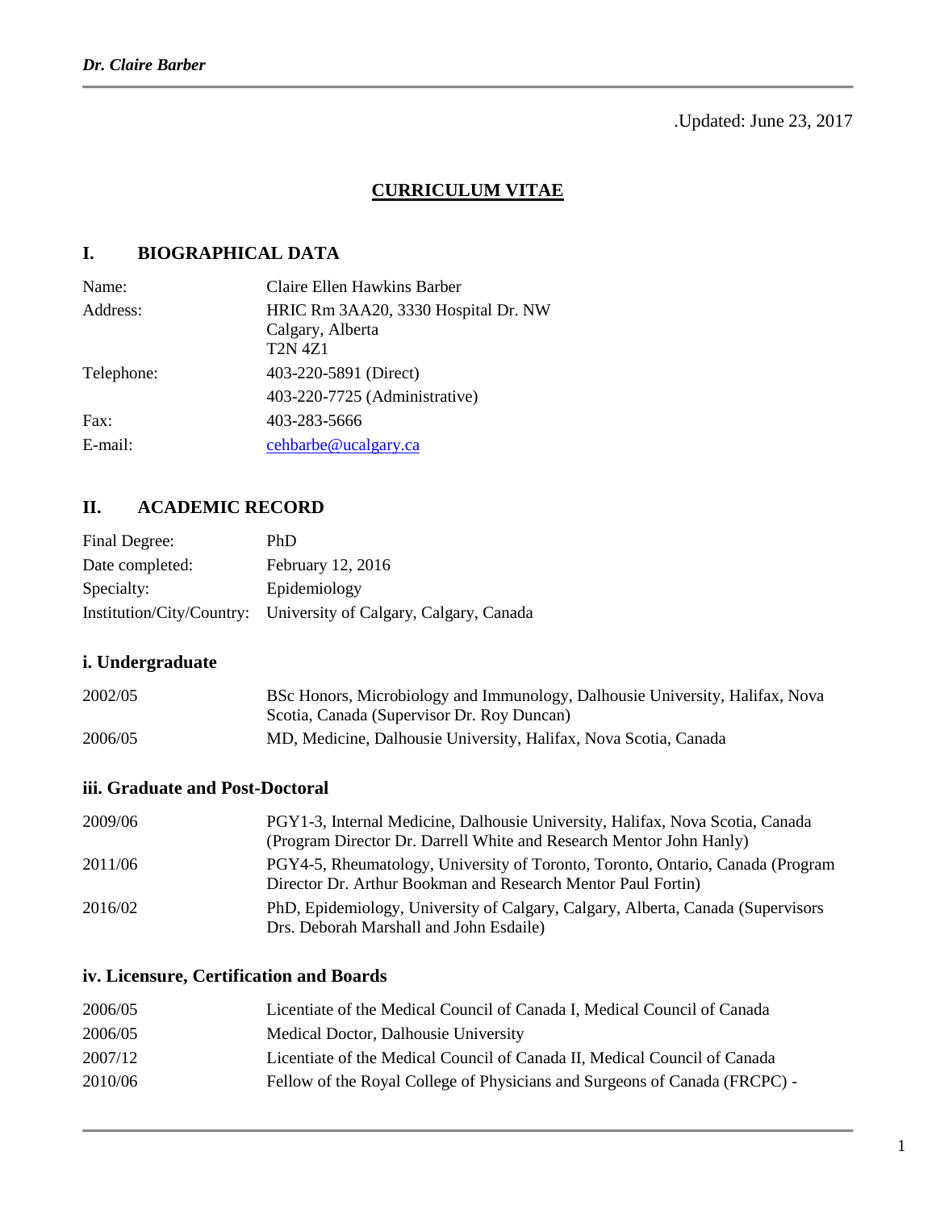.Updated: June 23, 2017

# CURRICULUM VITAE

## I. BIOGRAPHICAL DATA

| | |
|---|---|
| Name: | Claire Ellen Hawkins Barber |
| Address: | HRIC Rm 3AA20, 3330 Hospital Dr. NW<br>Calgary, Alberta<br>T2N 4Z1 |
| Telephone: | 403-220-5891 (Direct) |
| | 403-220-7725 (Administrative) |
| Fax: | 403-283-5666 |
| E-mail: | cehbarbe@ucalgary.ca |

## II. ACADEMIC RECORD

| | |
|---|---|
| Final Degree: | PhD |
| Date completed: | February 12, 2016 |
| Specialty: | Epidemiology |
| Institution/City/Country: | University of Calgary, Calgary, Canada |

### i. Undergraduate

| | |
|---|---|
| 2002/05 | BSc Honors, Microbiology and Immunology, Dalhousie University, Halifax, Nova Scotia, Canada (Supervisor Dr. Roy Duncan) |
| 2006/05 | MD, Medicine, Dalhousie University, Halifax, Nova Scotia, Canada |

### iii. Graduate and Post-Doctoral

| | |
|---|---|
| 2009/06 | PGY1-3, Internal Medicine, Dalhousie University, Halifax, Nova Scotia, Canada (Program Director Dr. Darrell White and Research Mentor John Hanly) |
| 2011/06 | PGY4-5, Rheumatology, University of Toronto, Toronto, Ontario, Canada (Program Director Dr. Arthur Bookman and Research Mentor Paul Fortin) |
| 2016/02 | PhD, Epidemiology, University of Calgary, Calgary, Alberta, Canada (Supervisors Drs. Deborah Marshall and John Esdaile) |

### iv. Licensure, Certification and Boards

| | |
|---|---|
| 2006/05 | Licentiate of the Medical Council of Canada I, Medical Council of Canada |
| 2006/05 | Medical Doctor, Dalhousie University |
| 2007/12 | Licentiate of the Medical Council of Canada II, Medical Council of Canada |
| 2010/06 | Fellow of the Royal College of Physicians and Surgeons of Canada (FRCPC) - |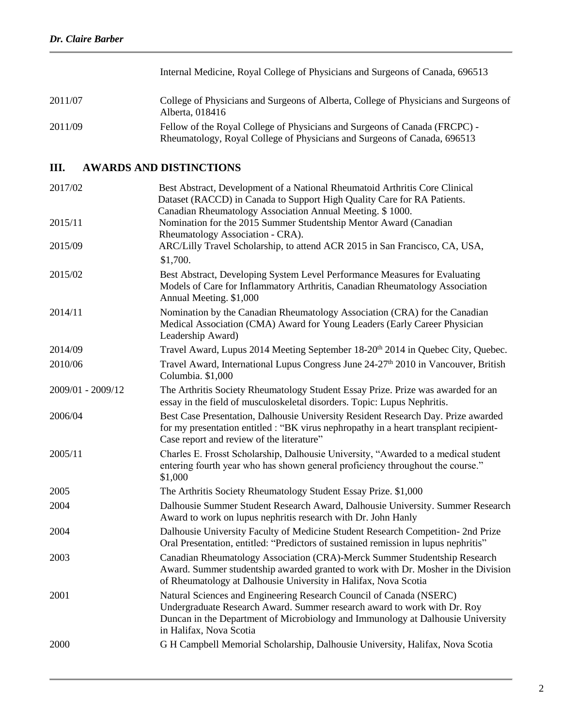| | |
|---|---|
| | Internal Medicine, Royal College of Physicians and Surgeons of Canada, 696513 |
| 2011/07 | College of Physicians and Surgeons of Alberta, College of Physicians and Surgeons of Alberta, 018416 |
| 2011/09 | Fellow of the Royal College of Physicians and Surgeons of Canada (FRCPC) - Rheumatology, Royal College of Physicians and Surgeons of Canada, 696513 |

## III. AWARDS AND DISTINCTIONS

| | |
|---|---|
| 2017/02 | Best Abstract, Development of a National Rheumatoid Arthritis Core Clinical Dataset (RACCD) in Canada to Support High Quality Care for RA Patients. Canadian Rheumatology Association Annual Meeting. $ 1000. |
| 2015/11 | Nomination for the 2015 Summer Studentship Mentor Award (Canadian Rheumatology Association - CRA). |
| 2015/09 | ARC/Lilly Travel Scholarship, to attend ACR 2015 in San Francisco, CA, USA, $1,700. |
| 2015/02 | Best Abstract, Developing System Level Performance Measures for Evaluating Models of Care for Inflammatory Arthritis, Canadian Rheumatology Association Annual Meeting. $1,000 |
| 2014/11 | Nomination by the Canadian Rheumatology Association (CRA) for the Canadian Medical Association (CMA) Award for Young Leaders (Early Career Physician Leadership Award) |
| 2014/09 | Travel Award, Lupus 2014 Meeting September 18-20th 2014 in Quebec City, Quebec. |
| 2010/06 | Travel Award, International Lupus Congress June 24-27th 2010 in Vancouver, British Columbia. $1,000 |
| 2009/01 - 2009/12 | The Arthritis Society Rheumatology Student Essay Prize. Prize was awarded for an essay in the field of musculoskeletal disorders. Topic: Lupus Nephritis. |
| 2006/04 | Best Case Presentation, Dalhousie University Resident Research Day. Prize awarded for my presentation entitled : "BK virus nephropathy in a heart transplant recipient- Case report and review of the literature" |
| 2005/11 | Charles E. Frosst Scholarship, Dalhousie University, "Awarded to a medical student entering fourth year who has shown general proficiency throughout the course." $1,000 |
| 2005 | The Arthritis Society Rheumatology Student Essay Prize. $1,000 |
| 2004 | Dalhousie Summer Student Research Award, Dalhousie University. Summer Research Award to work on lupus nephritis research with Dr. John Hanly |
| 2004 | Dalhousie University Faculty of Medicine Student Research Competition- 2nd Prize Oral Presentation, entitled: "Predictors of sustained remission in lupus nephritis" |
| 2003 | Canadian Rheumatology Association (CRA)-Merck Summer Studentship Research Award. Summer studentship awarded granted to work with Dr. Mosher in the Division of Rheumatology at Dalhousie University in Halifax, Nova Scotia |
| 2001 | Natural Sciences and Engineering Research Council of Canada (NSERC) Undergraduate Research Award. Summer research award to work with Dr. Roy Duncan in the Department of Microbiology and Immunology at Dalhousie University in Halifax, Nova Scotia |
| 2000 | G H Campbell Memorial Scholarship, Dalhousie University, Halifax, Nova Scotia |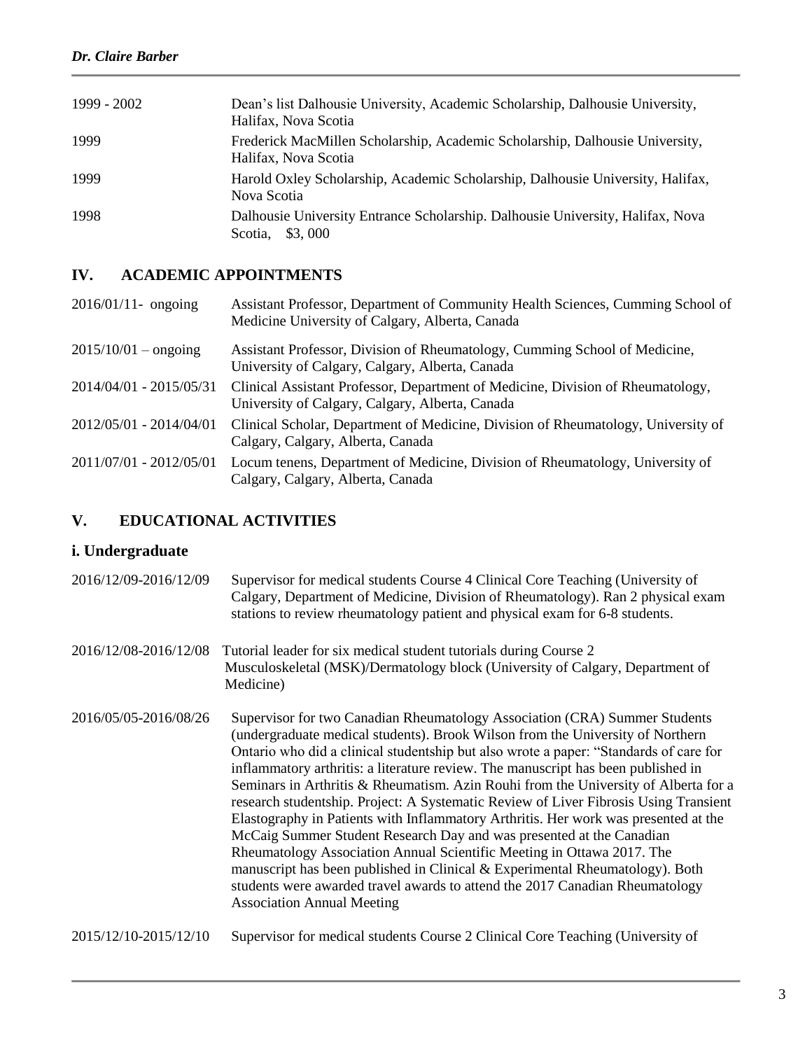| | |
|---|---|
| 1999 - 2002 | Dean's list Dalhousie University, Academic Scholarship, Dalhousie University, Halifax, Nova Scotia |
| 1999 | Frederick MacMillen Scholarship, Academic Scholarship, Dalhousie University, Halifax, Nova Scotia |
| 1999 | Harold Oxley Scholarship, Academic Scholarship, Dalhousie University, Halifax, Nova Scotia |
| 1998 | Dalhousie University Entrance Scholarship. Dalhousie University, Halifax, Nova Scotia, $3, 000 |

## IV. ACADEMIC APPOINTMENTS

| | |
|---|---|
| 2016/01/11- ongoing | Assistant Professor, Department of Community Health Sciences, Cumming School of Medicine University of Calgary, Alberta, Canada |
| 2015/10/01 – ongoing | Assistant Professor, Division of Rheumatology, Cumming School of Medicine, University of Calgary, Calgary, Alberta, Canada |
| 2014/04/01 - 2015/05/31 | Clinical Assistant Professor, Department of Medicine, Division of Rheumatology, University of Calgary, Calgary, Alberta, Canada |
| 2012/05/01 - 2014/04/01 | Clinical Scholar, Department of Medicine, Division of Rheumatology, University of Calgary, Calgary, Alberta, Canada |
| 2011/07/01 - 2012/05/01 | Locum tenens, Department of Medicine, Division of Rheumatology, University of Calgary, Calgary, Alberta, Canada |

## V. EDUCATIONAL ACTIVITIES

### i. Undergraduate

| | |
|---|---|
| 2016/12/09-2016/12/09 | Supervisor for medical students Course 4 Clinical Core Teaching (University of Calgary, Department of Medicine, Division of Rheumatology). Ran 2 physical exam stations to review rheumatology patient and physical exam for 6-8 students. |
| 2016/12/08-2016/12/08 | Tutorial leader for six medical student tutorials during Course 2 Musculoskeletal (MSK)/Dermatology block (University of Calgary, Department of Medicine) |
| 2016/05/05-2016/08/26 | Supervisor for two Canadian Rheumatology Association (CRA) Summer Students (undergraduate medical students). Brook Wilson from the University of Northern Ontario who did a clinical studentship but also wrote a paper: "Standards of care for inflammatory arthritis: a literature review. The manuscript has been published in Seminars in Arthritis & Rheumatism. Azin Rouhi from the University of Alberta for a research studentship. Project: A Systematic Review of Liver Fibrosis Using Transient Elastography in Patients with Inflammatory Arthritis. Her work was presented at the McCaig Summer Student Research Day and was presented at the Canadian Rheumatology Association Annual Scientific Meeting in Ottawa 2017. The manuscript has been published in Clinical & Experimental Rheumatology). Both students were awarded travel awards to attend the 2017 Canadian Rheumatology Association Annual Meeting |
| 2015/12/10-2015/12/10 | Supervisor for medical students Course 2 Clinical Core Teaching (University of |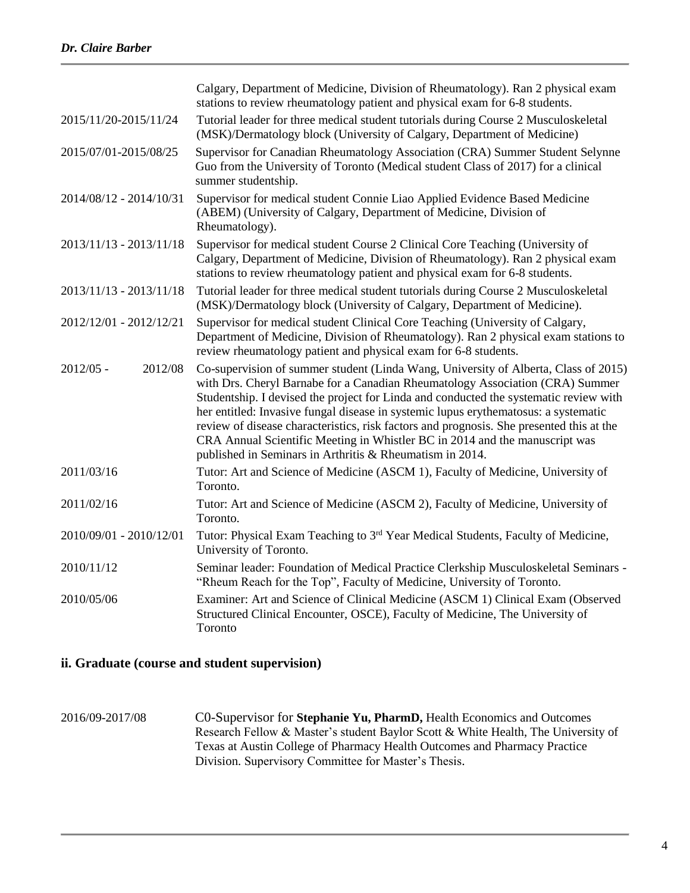| | |
|---|---|
| | Calgary, Department of Medicine, Division of Rheumatology). Ran 2 physical exam stations to review rheumatology patient and physical exam for 6-8 students. |
| 2015/11/20-2015/11/24 | Tutorial leader for three medical student tutorials during Course 2 Musculoskeletal (MSK)/Dermatology block (University of Calgary, Department of Medicine) |
| 2015/07/01-2015/08/25 | Supervisor for Canadian Rheumatology Association (CRA) Summer Student Selynne Guo from the University of Toronto (Medical student Class of 2017) for a clinical summer studentship. |
| 2014/08/12 - 2014/10/31 | Supervisor for medical student Connie Liao Applied Evidence Based Medicine (ABEM) (University of Calgary, Department of Medicine, Division of Rheumatology). |
| 2013/11/13 - 2013/11/18 | Supervisor for medical student Course 2 Clinical Core Teaching (University of Calgary, Department of Medicine, Division of Rheumatology). Ran 2 physical exam stations to review rheumatology patient and physical exam for 6-8 students. |
| 2013/11/13 - 2013/11/18 | Tutorial leader for three medical student tutorials during Course 2 Musculoskeletal (MSK)/Dermatology block (University of Calgary, Department of Medicine). |
| 2012/12/01 - 2012/12/21 | Supervisor for medical student Clinical Core Teaching (University of Calgary, Department of Medicine, Division of Rheumatology). Ran 2 physical exam stations to review rheumatology patient and physical exam for 6-8 students. |
| 2012/05 - 2012/08 | Co-supervision of summer student (Linda Wang, University of Alberta, Class of 2015) with Drs. Cheryl Barnabe for a Canadian Rheumatology Association (CRA) Summer Studentship. I devised the project for Linda and conducted the systematic review with her entitled: Invasive fungal disease in systemic lupus erythematosus: a systematic review of disease characteristics, risk factors and prognosis. She presented this at the CRA Annual Scientific Meeting in Whistler BC in 2014 and the manuscript was published in Seminars in Arthritis & Rheumatism in 2014. |
| 2011/03/16 | Tutor: Art and Science of Medicine (ASCM 1), Faculty of Medicine, University of Toronto. |
| 2011/02/16 | Tutor: Art and Science of Medicine (ASCM 2), Faculty of Medicine, University of Toronto. |
| 2010/09/01 - 2010/12/01 | Tutor: Physical Exam Teaching to 3rd Year Medical Students, Faculty of Medicine, University of Toronto. |
| 2010/11/12 | Seminar leader: Foundation of Medical Practice Clerkship Musculoskeletal Seminars - "Rheum Reach for the Top", Faculty of Medicine, University of Toronto. |
| 2010/05/06 | Examiner: Art and Science of Clinical Medicine (ASCM 1) Clinical Exam (Observed Structured Clinical Encounter, OSCE), Faculty of Medicine, The University of Toronto |

## ii. Graduate (course and student supervision)

| | |
|---|---|
| 2016/09-2017/08 | C0-Supervisor for **Stephanie Yu, PharmD,** Health Economics and Outcomes Research Fellow & Master's student Baylor Scott & White Health, The University of Texas at Austin College of Pharmacy Health Outcomes and Pharmacy Practice Division. Supervisory Committee for Master's Thesis. |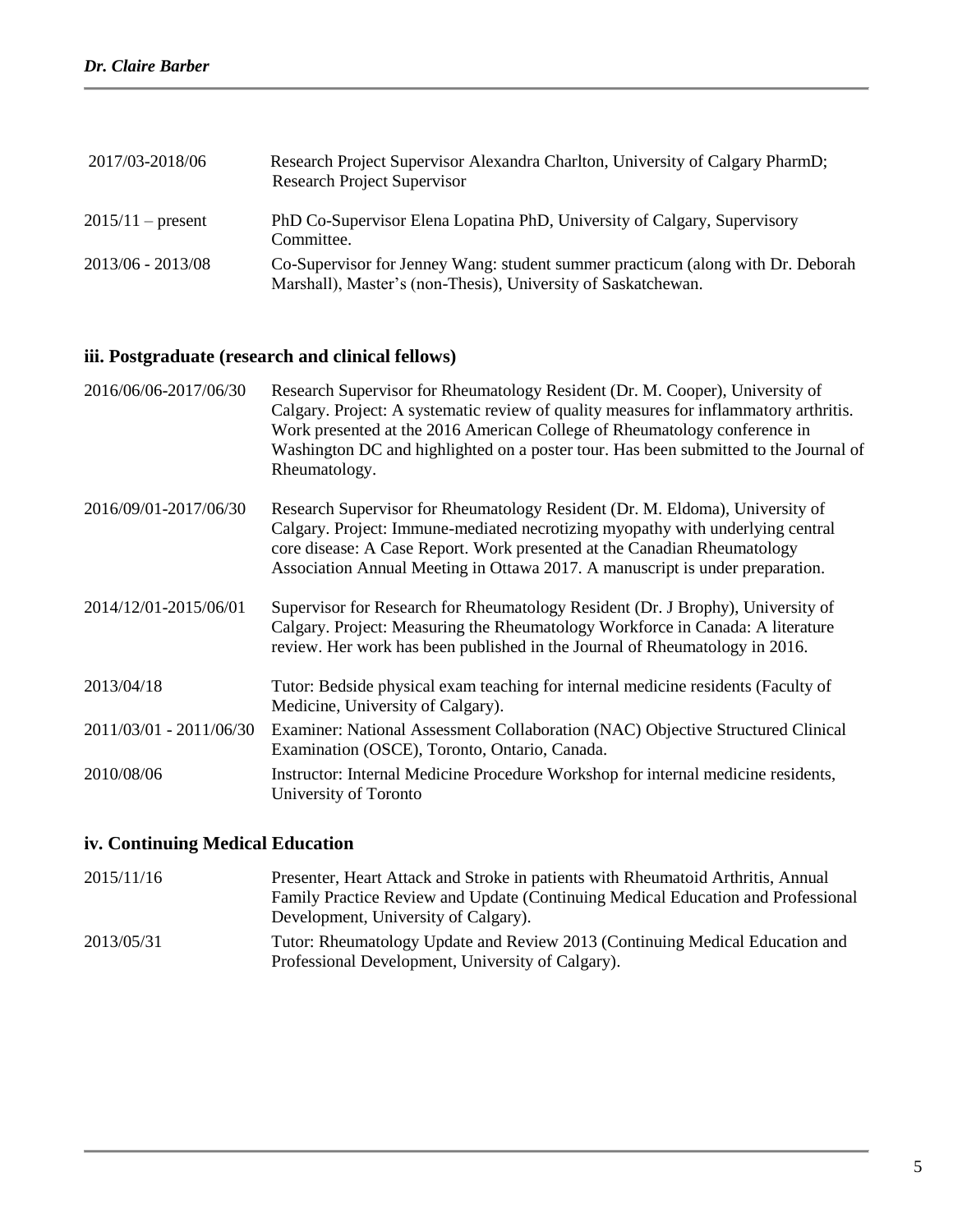| | |
|---|---|
| 2017/03-2018/06 | Research Project Supervisor Alexandra Charlton, University of Calgary PharmD; Research Project Supervisor |
| 2015/11 – present | PhD Co-Supervisor Elena Lopatina PhD, University of Calgary, Supervisory Committee. |
| 2013/06 - 2013/08 | Co-Supervisor for Jenney Wang: student summer practicum (along with Dr. Deborah Marshall), Master's (non-Thesis), University of Saskatchewan. |

### iii. Postgraduate (research and clinical fellows)

| | |
|---|---|
| 2016/06/06-2017/06/30 | Research Supervisor for Rheumatology Resident (Dr. M. Cooper), University of Calgary. Project: A systematic review of quality measures for inflammatory arthritis. Work presented at the 2016 American College of Rheumatology conference in Washington DC and highlighted on a poster tour. Has been submitted to the Journal of Rheumatology. |
| 2016/09/01-2017/06/30 | Research Supervisor for Rheumatology Resident (Dr. M. Eldoma), University of Calgary. Project: Immune-mediated necrotizing myopathy with underlying central core disease: A Case Report. Work presented at the Canadian Rheumatology Association Annual Meeting in Ottawa 2017. A manuscript is under preparation. |
| 2014/12/01-2015/06/01 | Supervisor for Research for Rheumatology Resident (Dr. J Brophy), University of Calgary. Project: Measuring the Rheumatology Workforce in Canada: A literature review. Her work has been published in the Journal of Rheumatology in 2016. |
| 2013/04/18 | Tutor: Bedside physical exam teaching for internal medicine residents (Faculty of Medicine, University of Calgary). |
| 2011/03/01 - 2011/06/30 | Examiner: National Assessment Collaboration (NAC) Objective Structured Clinical Examination (OSCE), Toronto, Ontario, Canada. |
| 2010/08/06 | Instructor: Internal Medicine Procedure Workshop for internal medicine residents, University of Toronto |

### iv. Continuing Medical Education

| | |
|---|---|
| 2015/11/16 | Presenter, Heart Attack and Stroke in patients with Rheumatoid Arthritis, Annual Family Practice Review and Update (Continuing Medical Education and Professional Development, University of Calgary). |
| 2013/05/31 | Tutor: Rheumatology Update and Review 2013 (Continuing Medical Education and Professional Development, University of Calgary). |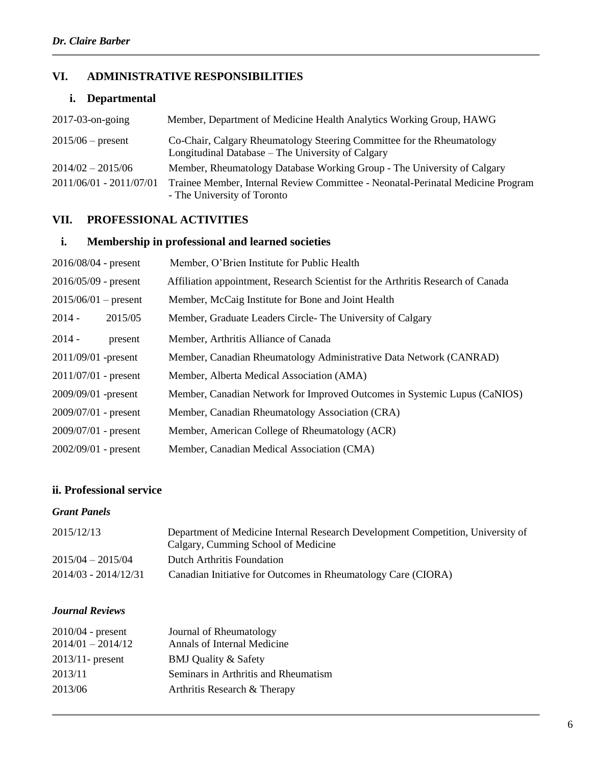## VI. ADMINISTRATIVE RESPONSIBILITIES

### i. Departmental

| | |
|---|---|
| 2017-03-on-going | Member, Department of Medicine Health Analytics Working Group, HAWG |
| 2015/06 – present | Co-Chair, Calgary Rheumatology Steering Committee for the Rheumatology Longitudinal Database – The University of Calgary |
| 2014/02 – 2015/06 | Member, Rheumatology Database Working Group - The University of Calgary |
| 2011/06/01 - 2011/07/01 | Trainee Member, Internal Review Committee - Neonatal-Perinatal Medicine Program - The University of Toronto |

## VII. PROFESSIONAL ACTIVITIES

### i. Membership in professional and learned societies

| | |
|---|---|
| 2016/08/04 - present | Member, O'Brien Institute for Public Health |
| 2016/05/09 - present | Affiliation appointment, Research Scientist for the Arthritis Research of Canada |
| 2015/06/01 – present | Member, McCaig Institute for Bone and Joint Health |
| 2014 - 2015/05 | Member, Graduate Leaders Circle- The University of Calgary |
| 2014 - present | Member, Arthritis Alliance of Canada |
| 2011/09/01 -present | Member, Canadian Rheumatology Administrative Data Network (CANRAD) |
| 2011/07/01 - present | Member, Alberta Medical Association (AMA) |
| 2009/09/01 -present | Member, Canadian Network for Improved Outcomes in Systemic Lupus (CaNIOS) |
| 2009/07/01 - present | Member, Canadian Rheumatology Association (CRA) |
| 2009/07/01 - present | Member, American College of Rheumatology (ACR) |
| 2002/09/01 - present | Member, Canadian Medical Association (CMA) |

### ii. Professional service

***Grant Panels***

| | |
|---|---|
| 2015/12/13 | Department of Medicine Internal Research Development Competition, University of Calgary, Cumming School of Medicine |
| 2015/04 – 2015/04 | Dutch Arthritis Foundation |
| 2014/03 - 2014/12/31 | Canadian Initiative for Outcomes in Rheumatology Care (CIORA) |

***Journal Reviews***

| | |
|---|---|
| 2010/04 - present | Journal of Rheumatology |
| 2014/01 – 2014/12 | Annals of Internal Medicine |
| 2013/11- present | BMJ Quality & Safety |
| 2013/11 | Seminars in Arthritis and Rheumatism |
| 2013/06 | Arthritis Research & Therapy |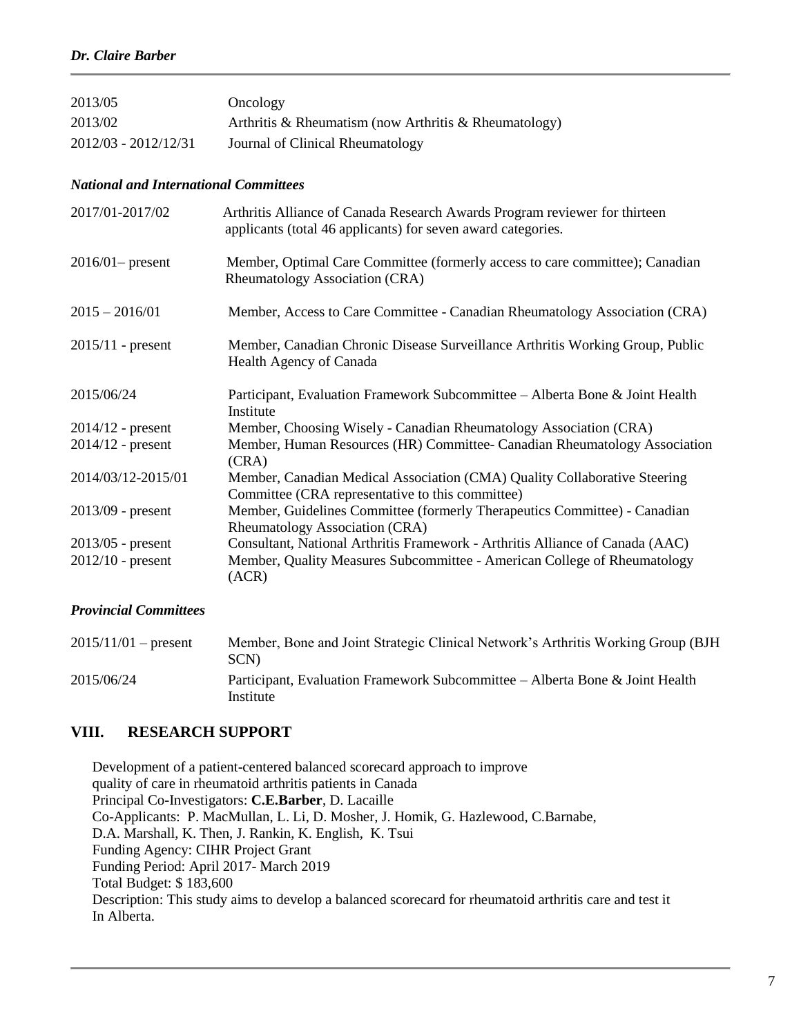| | |
|---|---|
| 2013/05 | Oncology |
| 2013/02 | Arthritis & Rheumatism (now Arthritis & Rheumatology) |
| 2012/03 - 2012/12/31 | Journal of Clinical Rheumatology |

### *National and International Committees*

| | |
|---|---|
| 2017/01-2017/02 | Arthritis Alliance of Canada Research Awards Program reviewer for thirteen applicants (total 46 applicants) for seven award categories. |
| 2016/01– present | Member, Optimal Care Committee (formerly access to care committee); Canadian Rheumatology Association (CRA) |
| 2015 – 2016/01 | Member, Access to Care Committee - Canadian Rheumatology Association (CRA) |
| 2015/11 - present | Member, Canadian Chronic Disease Surveillance Arthritis Working Group, Public Health Agency of Canada |
| 2015/06/24 | Participant, Evaluation Framework Subcommittee – Alberta Bone & Joint Health Institute |
| 2014/12 - present | Member, Choosing Wisely - Canadian Rheumatology Association (CRA) |
| 2014/12 - present | Member, Human Resources (HR) Committee- Canadian Rheumatology Association (CRA) |
| 2014/03/12-2015/01 | Member, Canadian Medical Association (CMA) Quality Collaborative Steering Committee (CRA representative to this committee) |
| 2013/09 - present | Member, Guidelines Committee (formerly Therapeutics Committee) - Canadian Rheumatology Association (CRA) |
| 2013/05 - present | Consultant, National Arthritis Framework - Arthritis Alliance of Canada (AAC) |
| 2012/10 - present | Member, Quality Measures Subcommittee - American College of Rheumatology (ACR) |

### *Provincial Committees*

| | |
|---|---|
| 2015/11/01 – present | Member, Bone and Joint Strategic Clinical Network's Arthritis Working Group (BJH SCN) |
| 2015/06/24 | Participant, Evaluation Framework Subcommittee – Alberta Bone & Joint Health Institute |

## VIII. RESEARCH SUPPORT

Development of a patient-centered balanced scorecard approach to improve quality of care in rheumatoid arthritis patients in Canada
Principal Co-Investigators: **C.E.Barber**, D. Lacaille
Co-Applicants: P. MacMullan, L. Li, D. Mosher, J. Homik, G. Hazlewood, C.Barnabe, D.A. Marshall, K. Then, J. Rankin, K. English, K. Tsui
Funding Agency: CIHR Project Grant
Funding Period: April 2017- March 2019
Total Budget: $ 183,600
Description: This study aims to develop a balanced scorecard for rheumatoid arthritis care and test it In Alberta.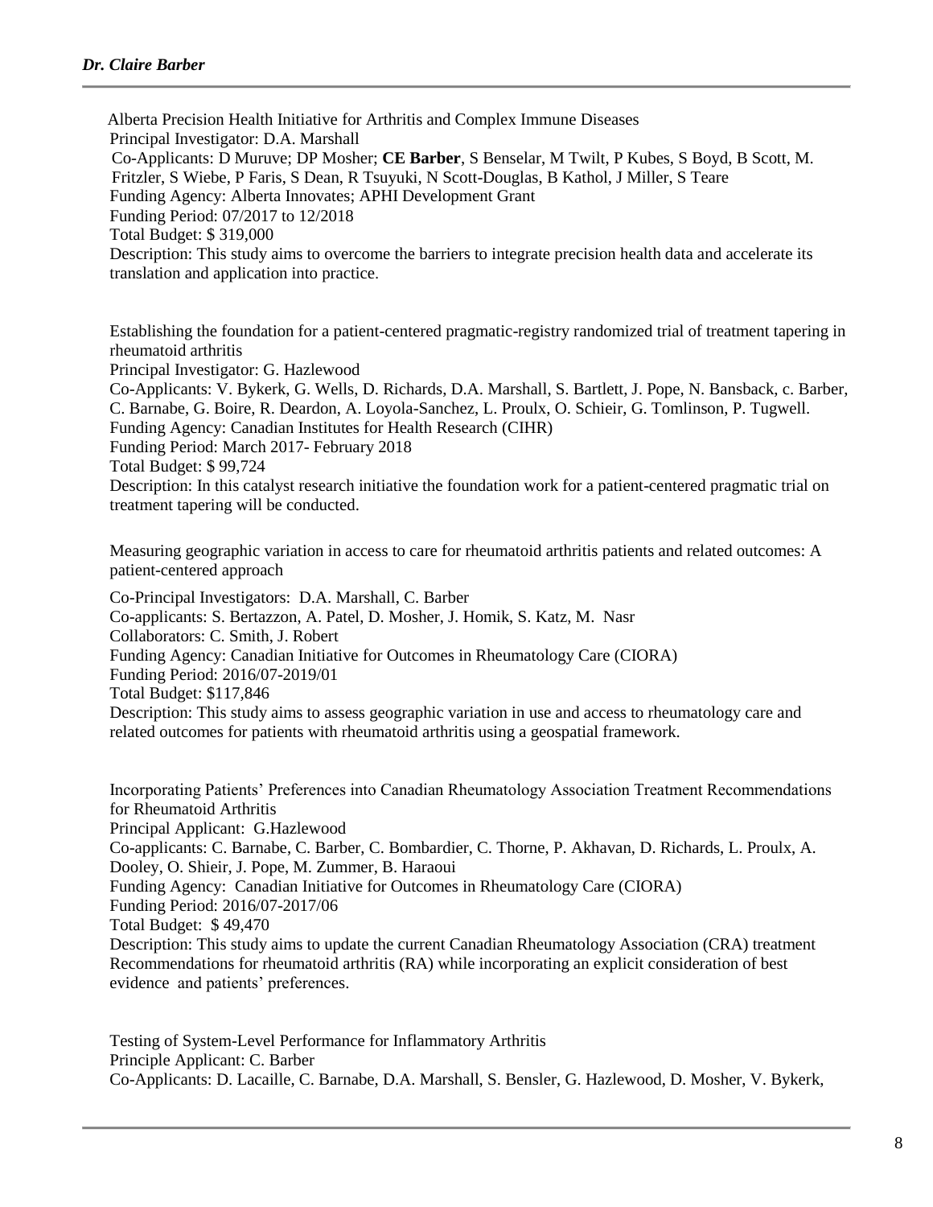Alberta Precision Health Initiative for Arthritis and Complex Immune Diseases
Principal Investigator: D.A. Marshall
Co-Applicants: D Muruve; DP Mosher; **CE Barber**, S Benselar, M Twilt, P Kubes, S Boyd, B Scott, M. Fritzler, S Wiebe, P Faris, S Dean, R Tsuyuki, N Scott-Douglas, B Kathol, J Miller, S Teare
Funding Agency: Alberta Innovates; APHI Development Grant
Funding Period: 07/2017 to 12/2018
Total Budget: $ 319,000
Description: This study aims to overcome the barriers to integrate precision health data and accelerate its translation and application into practice.

Establishing the foundation for a patient-centered pragmatic-registry randomized trial of treatment tapering in rheumatoid arthritis
Principal Investigator: G. Hazlewood
Co-Applicants: V. Bykerk, G. Wells, D. Richards, D.A. Marshall, S. Bartlett, J. Pope, N. Bansback, c. Barber, C. Barnabe, G. Boire, R. Deardon, A. Loyola-Sanchez, L. Proulx, O. Schieir, G. Tomlinson, P. Tugwell.
Funding Agency: Canadian Institutes for Health Research (CIHR)
Funding Period: March 2017- February 2018
Total Budget: $ 99,724
Description: In this catalyst research initiative the foundation work for a patient-centered pragmatic trial on treatment tapering will be conducted.

Measuring geographic variation in access to care for rheumatoid arthritis patients and related outcomes: A patient-centered approach
Co-Principal Investigators: D.A. Marshall, C. Barber
Co-applicants: S. Bertazzon, A. Patel, D. Mosher, J. Homik, S. Katz, M. Nasr
Collaborators: C. Smith, J. Robert
Funding Agency: Canadian Initiative for Outcomes in Rheumatology Care (CIORA)
Funding Period: 2016/07-2019/01
Total Budget: $117,846
Description: This study aims to assess geographic variation in use and access to rheumatology care and related outcomes for patients with rheumatoid arthritis using a geospatial framework.

Incorporating Patients' Preferences into Canadian Rheumatology Association Treatment Recommendations for Rheumatoid Arthritis
Principal Applicant: G.Hazlewood
Co-applicants: C. Barnabe, C. Barber, C. Bombardier, C. Thorne, P. Akhavan, D. Richards, L. Proulx, A. Dooley, O. Shieir, J. Pope, M. Zummer, B. Haraoui
Funding Agency: Canadian Initiative for Outcomes in Rheumatology Care (CIORA)
Funding Period: 2016/07-2017/06
Total Budget: $ 49,470
Description: This study aims to update the current Canadian Rheumatology Association (CRA) treatment Recommendations for rheumatoid arthritis (RA) while incorporating an explicit consideration of best evidence and patients' preferences.

Testing of System-Level Performance for Inflammatory Arthritis
Principle Applicant: C. Barber
Co-Applicants: D. Lacaille, C. Barnabe, D.A. Marshall, S. Bensler, G. Hazlewood, D. Mosher, V. Bykerk,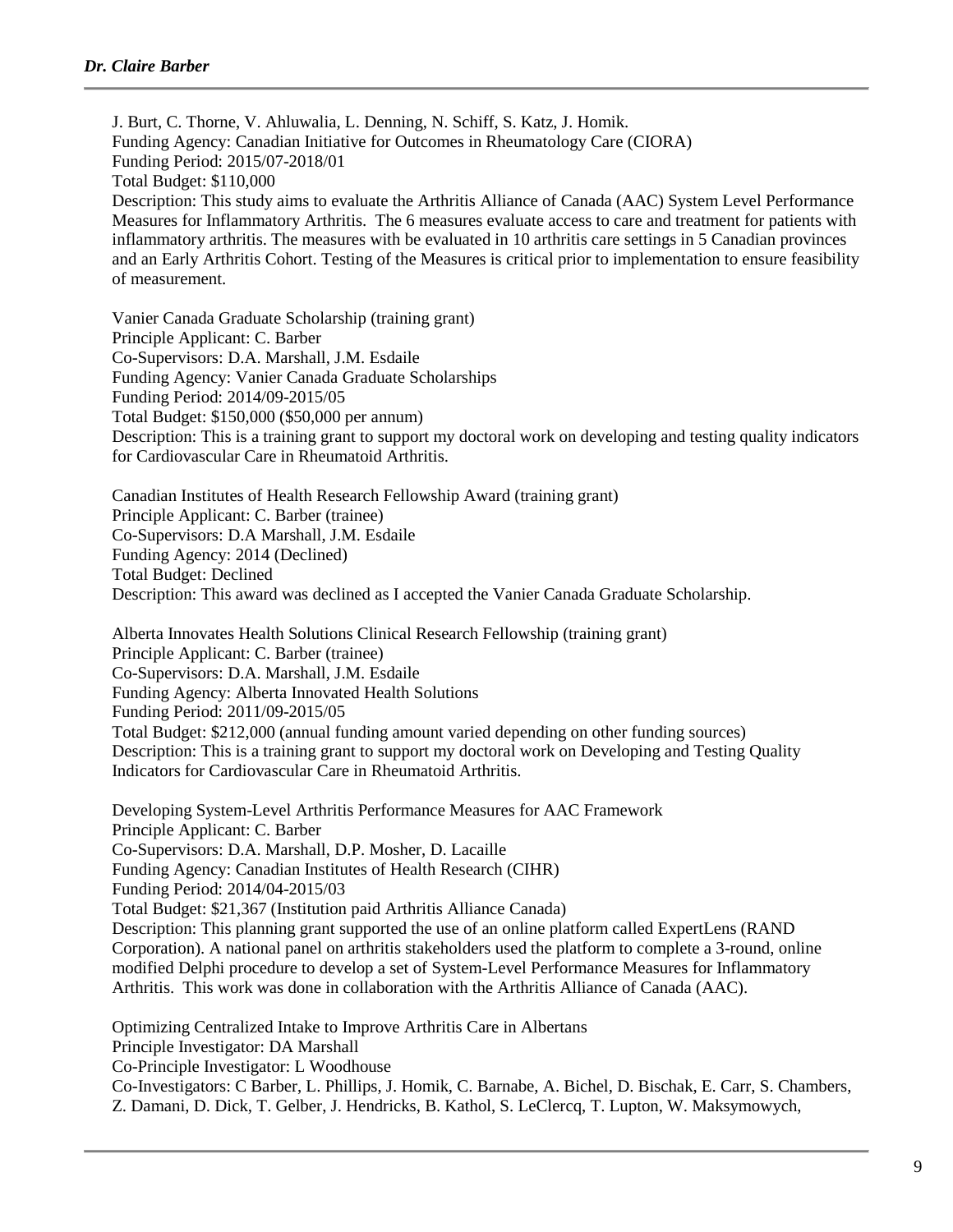J. Burt, C. Thorne, V. Ahluwalia, L. Denning, N. Schiff, S. Katz, J. Homik.
Funding Agency: Canadian Initiative for Outcomes in Rheumatology Care (CIORA)
Funding Period: 2015/07-2018/01
Total Budget: $110,000
Description: This study aims to evaluate the Arthritis Alliance of Canada (AAC) System Level Performance Measures for Inflammatory Arthritis. The 6 measures evaluate access to care and treatment for patients with inflammatory arthritis. The measures with be evaluated in 10 arthritis care settings in 5 Canadian provinces and an Early Arthritis Cohort. Testing of the Measures is critical prior to implementation to ensure feasibility of measurement.

Vanier Canada Graduate Scholarship (training grant)
Principle Applicant: C. Barber
Co-Supervisors: D.A. Marshall, J.M. Esdaile
Funding Agency: Vanier Canada Graduate Scholarships
Funding Period: 2014/09-2015/05
Total Budget: $150,000 ($50,000 per annum)
Description: This is a training grant to support my doctoral work on developing and testing quality indicators for Cardiovascular Care in Rheumatoid Arthritis.

Canadian Institutes of Health Research Fellowship Award (training grant)
Principle Applicant: C. Barber (trainee)
Co-Supervisors: D.A Marshall, J.M. Esdaile
Funding Agency: 2014 (Declined)
Total Budget: Declined
Description: This award was declined as I accepted the Vanier Canada Graduate Scholarship.

Alberta Innovates Health Solutions Clinical Research Fellowship (training grant)
Principle Applicant: C. Barber (trainee)
Co-Supervisors: D.A. Marshall, J.M. Esdaile
Funding Agency: Alberta Innovated Health Solutions
Funding Period: 2011/09-2015/05
Total Budget: $212,000 (annual funding amount varied depending on other funding sources)
Description: This is a training grant to support my doctoral work on Developing and Testing Quality Indicators for Cardiovascular Care in Rheumatoid Arthritis.

Developing System-Level Arthritis Performance Measures for AAC Framework
Principle Applicant: C. Barber
Co-Supervisors: D.A. Marshall, D.P. Mosher, D. Lacaille
Funding Agency: Canadian Institutes of Health Research (CIHR)
Funding Period: 2014/04-2015/03
Total Budget: $21,367 (Institution paid Arthritis Alliance Canada)
Description: This planning grant supported the use of an online platform called ExpertLens (RAND Corporation). A national panel on arthritis stakeholders used the platform to complete a 3-round, online modified Delphi procedure to develop a set of System-Level Performance Measures for Inflammatory Arthritis. This work was done in collaboration with the Arthritis Alliance of Canada (AAC).

Optimizing Centralized Intake to Improve Arthritis Care in Albertans
Principle Investigator: DA Marshall
Co-Principle Investigator: L Woodhouse
Co-Investigators: C Barber, L. Phillips, J. Homik, C. Barnabe, A. Bichel, D. Bischak, E. Carr, S. Chambers, Z. Damani, D. Dick, T. Gelber, J. Hendricks, B. Kathol, S. LeClercq, T. Lupton, W. Maksymowych,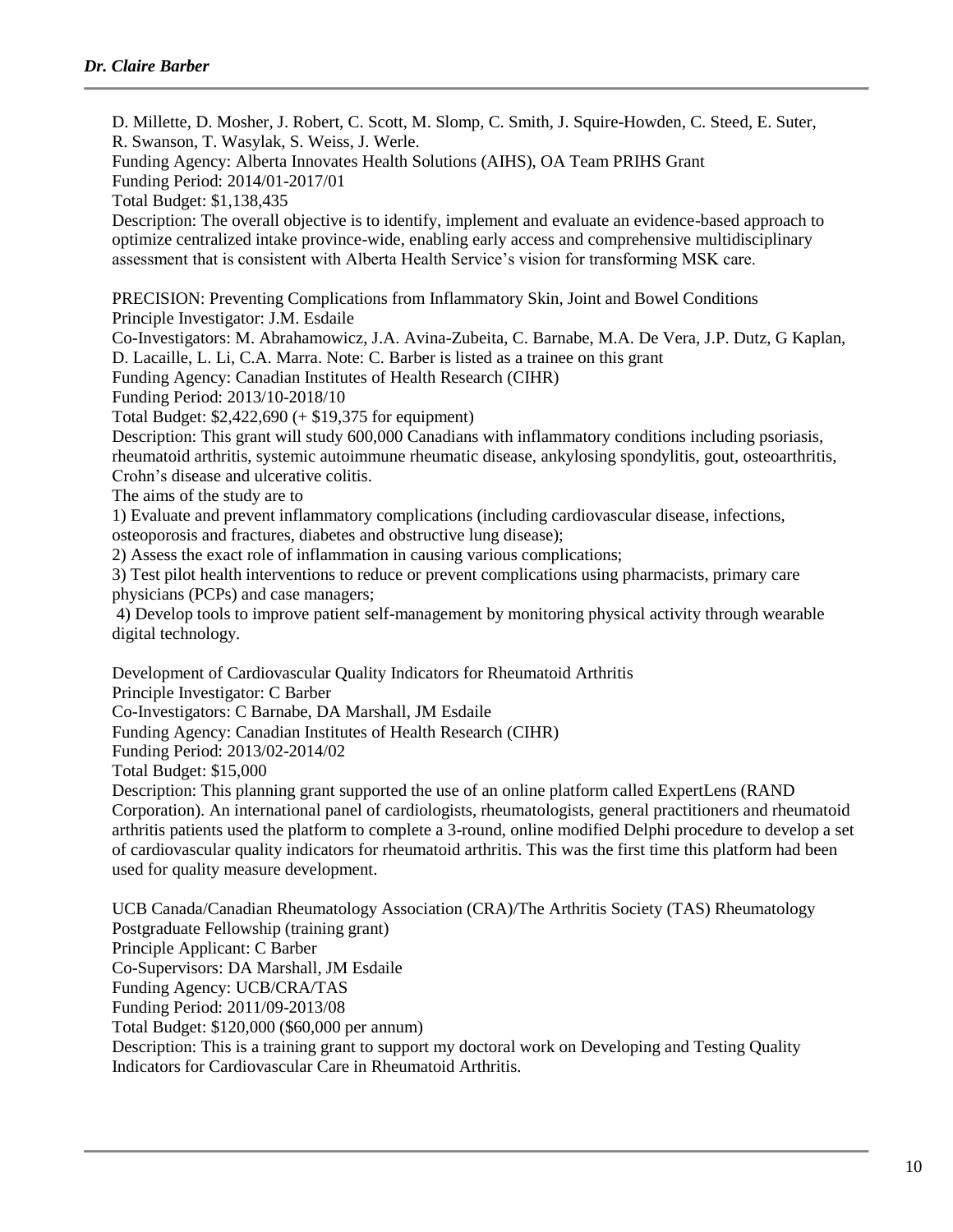D. Millette, D. Mosher, J. Robert, C. Scott, M. Slomp, C. Smith, J. Squire-Howden, C. Steed, E. Suter, R. Swanson, T. Wasylak, S. Weiss, J. Werle.
Funding Agency: Alberta Innovates Health Solutions (AIHS), OA Team PRIHS Grant
Funding Period: 2014/01-2017/01
Total Budget: $1,138,435
Description: The overall objective is to identify, implement and evaluate an evidence-based approach to optimize centralized intake province-wide, enabling early access and comprehensive multidisciplinary assessment that is consistent with Alberta Health Service's vision for transforming MSK care.

PRECISION: Preventing Complications from Inflammatory Skin, Joint and Bowel Conditions
Principle Investigator: J.M. Esdaile
Co-Investigators: M. Abrahamowicz, J.A. Avina-Zubeita, C. Barnabe, M.A. De Vera, J.P. Dutz, G Kaplan, D. Lacaille, L. Li, C.A. Marra. Note: C. Barber is listed as a trainee on this grant
Funding Agency: Canadian Institutes of Health Research (CIHR)
Funding Period: 2013/10-2018/10
Total Budget: $2,422,690 (+ $19,375 for equipment)
Description: This grant will study 600,000 Canadians with inflammatory conditions including psoriasis, rheumatoid arthritis, systemic autoimmune rheumatic disease, ankylosing spondylitis, gout, osteoarthritis, Crohn's disease and ulcerative colitis.
The aims of the study are to
1) Evaluate and prevent inflammatory complications (including cardiovascular disease, infections, osteoporosis and fractures, diabetes and obstructive lung disease);
2) Assess the exact role of inflammation in causing various complications;
3) Test pilot health interventions to reduce or prevent complications using pharmacists, primary care physicians (PCPs) and case managers;
4) Develop tools to improve patient self-management by monitoring physical activity through wearable digital technology.

Development of Cardiovascular Quality Indicators for Rheumatoid Arthritis
Principle Investigator: C Barber
Co-Investigators: C Barnabe, DA Marshall, JM Esdaile
Funding Agency: Canadian Institutes of Health Research (CIHR)
Funding Period: 2013/02-2014/02
Total Budget: $15,000
Description: This planning grant supported the use of an online platform called ExpertLens (RAND Corporation). An international panel of cardiologists, rheumatologists, general practitioners and rheumatoid arthritis patients used the platform to complete a 3-round, online modified Delphi procedure to develop a set of cardiovascular quality indicators for rheumatoid arthritis. This was the first time this platform had been used for quality measure development.

UCB Canada/Canadian Rheumatology Association (CRA)/The Arthritis Society (TAS) Rheumatology Postgraduate Fellowship (training grant)
Principle Applicant: C Barber
Co-Supervisors: DA Marshall, JM Esdaile
Funding Agency: UCB/CRA/TAS
Funding Period: 2011/09-2013/08
Total Budget: $120,000 ($60,000 per annum)
Description: This is a training grant to support my doctoral work on Developing and Testing Quality Indicators for Cardiovascular Care in Rheumatoid Arthritis.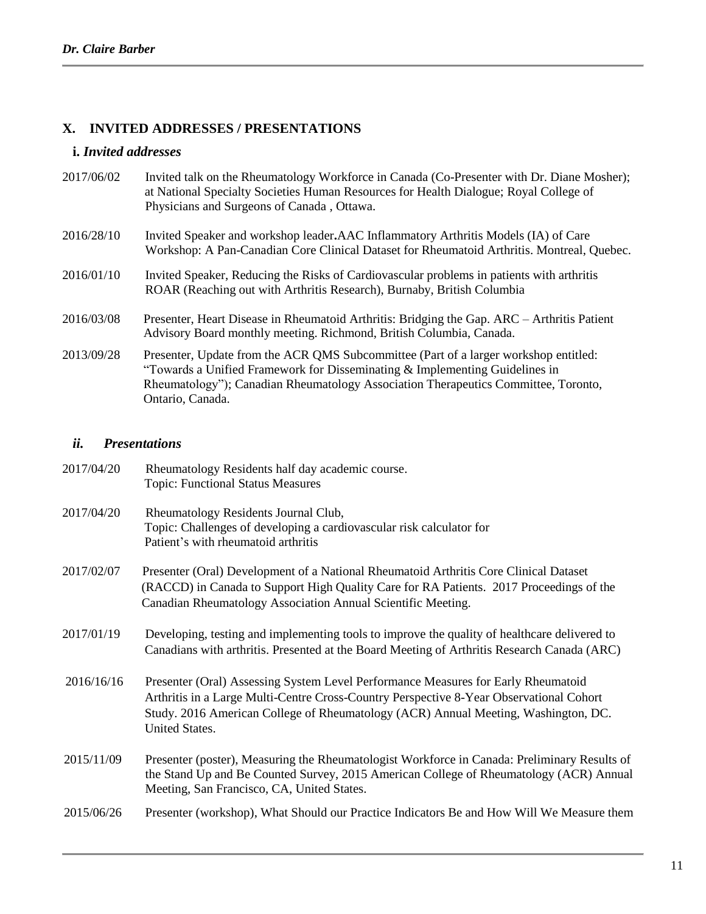## X. INVITED ADDRESSES / PRESENTATIONS

### i. *Invited addresses*

2017/06/02 Invited talk on the Rheumatology Workforce in Canada (Co-Presenter with Dr. Diane Mosher); at National Specialty Societies Human Resources for Health Dialogue; Royal College of Physicians and Surgeons of Canada , Ottawa.

2016/28/10 Invited Speaker and workshop leader**.**AAC Inflammatory Arthritis Models (IA) of Care Workshop: A Pan-Canadian Core Clinical Dataset for Rheumatoid Arthritis. Montreal, Quebec.

2016/01/10 Invited Speaker, Reducing the Risks of Cardiovascular problems in patients with arthritis ROAR (Reaching out with Arthritis Research), Burnaby, British Columbia

2016/03/08 Presenter, Heart Disease in Rheumatoid Arthritis: Bridging the Gap. ARC – Arthritis Patient Advisory Board monthly meeting. Richmond, British Columbia, Canada.

2013/09/28 Presenter, Update from the ACR QMS Subcommittee (Part of a larger workshop entitled: "Towards a Unified Framework for Disseminating & Implementing Guidelines in Rheumatology"); Canadian Rheumatology Association Therapeutics Committee, Toronto, Ontario, Canada.

### *ii. Presentations*

2017/04/20 Rheumatology Residents half day academic course.
Topic: Functional Status Measures

2017/04/20 Rheumatology Residents Journal Club,
Topic: Challenges of developing a cardiovascular risk calculator for Patient's with rheumatoid arthritis

2017/02/07 Presenter (Oral) Development of a National Rheumatoid Arthritis Core Clinical Dataset (RACCD) in Canada to Support High Quality Care for RA Patients. 2017 Proceedings of the Canadian Rheumatology Association Annual Scientific Meeting.

2017/01/19 Developing, testing and implementing tools to improve the quality of healthcare delivered to Canadians with arthritis. Presented at the Board Meeting of Arthritis Research Canada (ARC)

2016/16/16 Presenter (Oral) Assessing System Level Performance Measures for Early Rheumatoid Arthritis in a Large Multi-Centre Cross-Country Perspective 8-Year Observational Cohort Study. 2016 American College of Rheumatology (ACR) Annual Meeting, Washington, DC. United States.

2015/11/09 Presenter (poster), Measuring the Rheumatologist Workforce in Canada: Preliminary Results of the Stand Up and Be Counted Survey, 2015 American College of Rheumatology (ACR) Annual Meeting, San Francisco, CA, United States.

2015/06/26 Presenter (workshop), What Should our Practice Indicators Be and How Will We Measure them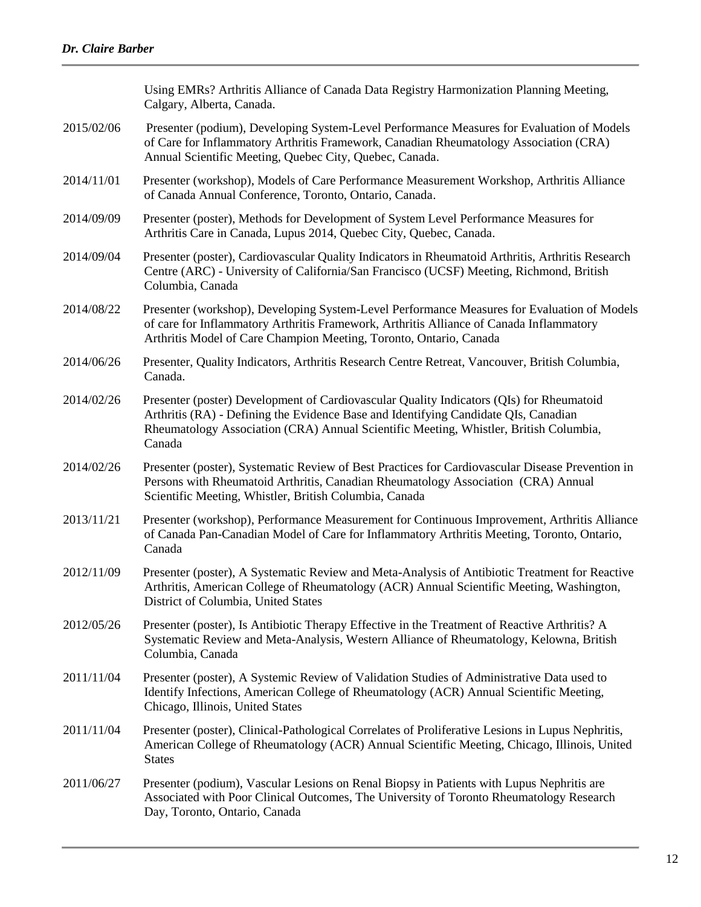Using EMRs? Arthritis Alliance of Canada Data Registry Harmonization Planning Meeting, Calgary, Alberta, Canada.

2015/02/06 Presenter (podium), Developing System-Level Performance Measures for Evaluation of Models of Care for Inflammatory Arthritis Framework, Canadian Rheumatology Association (CRA) Annual Scientific Meeting, Quebec City, Quebec, Canada.

2014/11/01 Presenter (workshop), Models of Care Performance Measurement Workshop, Arthritis Alliance of Canada Annual Conference, Toronto, Ontario, Canada.

2014/09/09 Presenter (poster), Methods for Development of System Level Performance Measures for Arthritis Care in Canada, Lupus 2014, Quebec City, Quebec, Canada.

2014/09/04 Presenter (poster), Cardiovascular Quality Indicators in Rheumatoid Arthritis, Arthritis Research Centre (ARC) - University of California/San Francisco (UCSF) Meeting, Richmond, British Columbia, Canada

2014/08/22 Presenter (workshop), Developing System-Level Performance Measures for Evaluation of Models of care for Inflammatory Arthritis Framework, Arthritis Alliance of Canada Inflammatory Arthritis Model of Care Champion Meeting, Toronto, Ontario, Canada

2014/06/26 Presenter, Quality Indicators, Arthritis Research Centre Retreat, Vancouver, British Columbia, Canada.

2014/02/26 Presenter (poster) Development of Cardiovascular Quality Indicators (QIs) for Rheumatoid Arthritis (RA) - Defining the Evidence Base and Identifying Candidate QIs, Canadian Rheumatology Association (CRA) Annual Scientific Meeting, Whistler, British Columbia, Canada

2014/02/26 Presenter (poster), Systematic Review of Best Practices for Cardiovascular Disease Prevention in Persons with Rheumatoid Arthritis, Canadian Rheumatology Association (CRA) Annual Scientific Meeting, Whistler, British Columbia, Canada

2013/11/21 Presenter (workshop), Performance Measurement for Continuous Improvement, Arthritis Alliance of Canada Pan-Canadian Model of Care for Inflammatory Arthritis Meeting, Toronto, Ontario, Canada

2012/11/09 Presenter (poster), A Systematic Review and Meta-Analysis of Antibiotic Treatment for Reactive Arthritis, American College of Rheumatology (ACR) Annual Scientific Meeting, Washington, District of Columbia, United States

2012/05/26 Presenter (poster), Is Antibiotic Therapy Effective in the Treatment of Reactive Arthritis? A Systematic Review and Meta-Analysis, Western Alliance of Rheumatology, Kelowna, British Columbia, Canada

2011/11/04 Presenter (poster), A Systemic Review of Validation Studies of Administrative Data used to Identify Infections, American College of Rheumatology (ACR) Annual Scientific Meeting, Chicago, Illinois, United States

2011/11/04 Presenter (poster), Clinical-Pathological Correlates of Proliferative Lesions in Lupus Nephritis, American College of Rheumatology (ACR) Annual Scientific Meeting, Chicago, Illinois, United States

2011/06/27 Presenter (podium), Vascular Lesions on Renal Biopsy in Patients with Lupus Nephritis are Associated with Poor Clinical Outcomes, The University of Toronto Rheumatology Research Day, Toronto, Ontario, Canada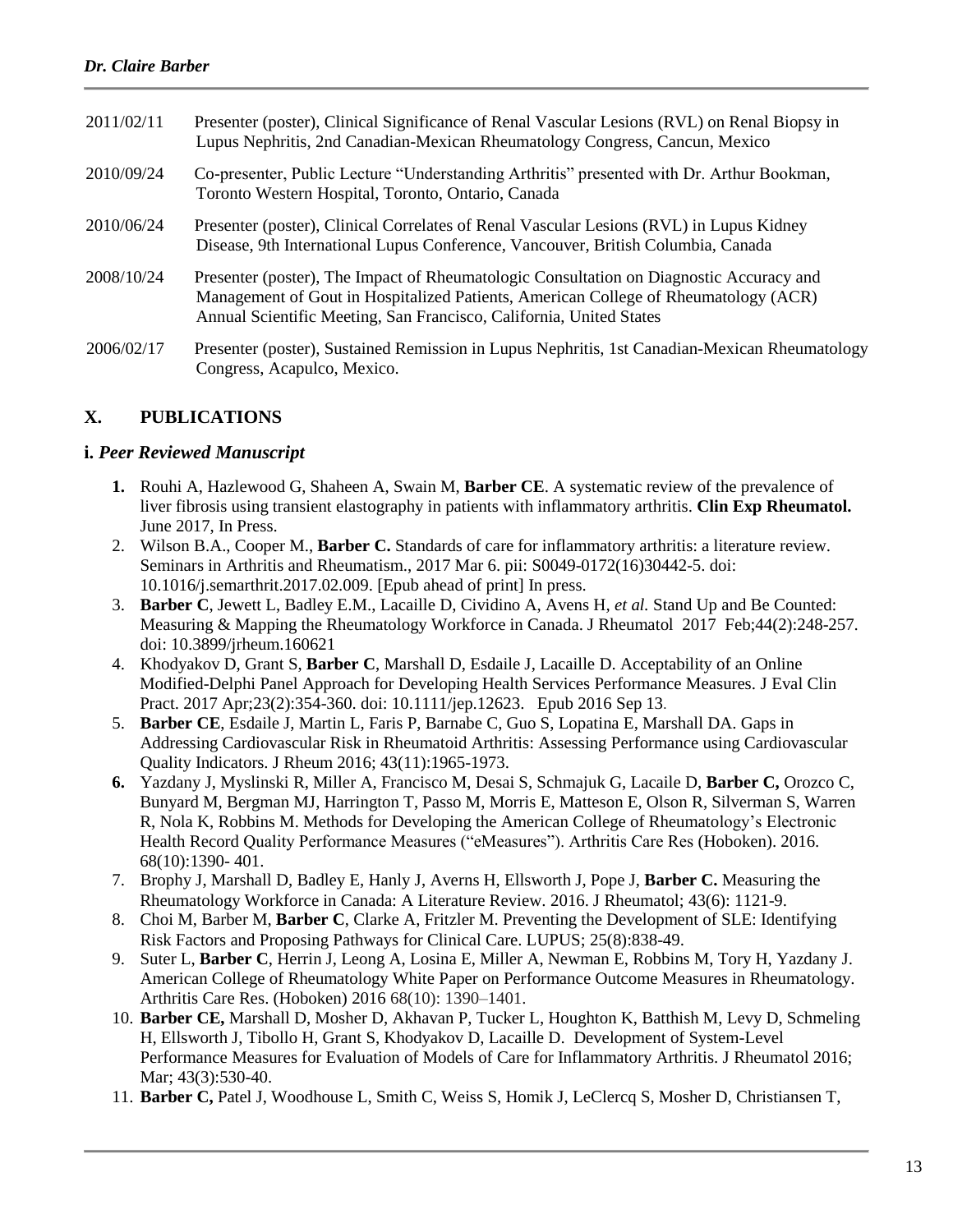2011/02/11 Presenter (poster), Clinical Significance of Renal Vascular Lesions (RVL) on Renal Biopsy in Lupus Nephritis, 2nd Canadian-Mexican Rheumatology Congress, Cancun, Mexico

2010/09/24 Co-presenter, Public Lecture "Understanding Arthritis" presented with Dr. Arthur Bookman, Toronto Western Hospital, Toronto, Ontario, Canada

2010/06/24 Presenter (poster), Clinical Correlates of Renal Vascular Lesions (RVL) in Lupus Kidney Disease, 9th International Lupus Conference, Vancouver, British Columbia, Canada

2008/10/24 Presenter (poster), The Impact of Rheumatologic Consultation on Diagnostic Accuracy and Management of Gout in Hospitalized Patients, American College of Rheumatology (ACR) Annual Scientific Meeting, San Francisco, California, United States

2006/02/17 Presenter (poster), Sustained Remission in Lupus Nephritis, 1st Canadian-Mexican Rheumatology Congress, Acapulco, Mexico.

## X. PUBLICATIONS

### i. *Peer Reviewed Manuscript*

1. Rouhi A, Hazlewood G, Shaheen A, Swain M, **Barber CE**. A systematic review of the prevalence of liver fibrosis using transient elastography in patients with inflammatory arthritis. **Clin Exp Rheumatol.** June 2017, In Press.
2. Wilson B.A., Cooper M., **Barber C.** Standards of care for inflammatory arthritis: a literature review. Seminars in Arthritis and Rheumatism., 2017 Mar 6. pii: S0049-0172(16)30442-5. doi: 10.1016/j.semarthrit.2017.02.009. [Epub ahead of print] In press.
3. **Barber C**, Jewett L, Badley E.M., Lacaille D, Cividino A, Avens H, *et al.* Stand Up and Be Counted: Measuring & Mapping the Rheumatology Workforce in Canada. J Rheumatol 2017 Feb;44(2):248-257. doi: 10.3899/jrheum.160621
4. Khodyakov D, Grant S, **Barber C**, Marshall D, Esdaile J, Lacaille D. Acceptability of an Online Modified-Delphi Panel Approach for Developing Health Services Performance Measures. J Eval Clin Pract. 2017 Apr;23(2):354-360. doi: 10.1111/jep.12623. Epub 2016 Sep 13.
5. **Barber CE**, Esdaile J, Martin L, Faris P, Barnabe C, Guo S, Lopatina E, Marshall DA. Gaps in Addressing Cardiovascular Risk in Rheumatoid Arthritis: Assessing Performance using Cardiovascular Quality Indicators. J Rheum 2016; 43(11):1965-1973.
6. Yazdany J, Myslinski R, Miller A, Francisco M, Desai S, Schmajuk G, Lacaile D, **Barber C,** Orozco C, Bunyard M, Bergman MJ, Harrington T, Passo M, Morris E, Matteson E, Olson R, Silverman S, Warren R, Nola K, Robbins M. Methods for Developing the American College of Rheumatology's Electronic Health Record Quality Performance Measures ("eMeasures"). Arthritis Care Res (Hoboken). 2016. 68(10):1390- 401.
7. Brophy J, Marshall D, Badley E, Hanly J, Averns H, Ellsworth J, Pope J, **Barber C.** Measuring the Rheumatology Workforce in Canada: A Literature Review. 2016. J Rheumatol; 43(6): 1121-9.
8. Choi M, Barber M, **Barber C**, Clarke A, Fritzler M. Preventing the Development of SLE: Identifying Risk Factors and Proposing Pathways for Clinical Care. LUPUS; 25(8):838-49.
9. Suter L, **Barber C**, Herrin J, Leong A, Losina E, Miller A, Newman E, Robbins M, Tory H, Yazdany J. American College of Rheumatology White Paper on Performance Outcome Measures in Rheumatology. Arthritis Care Res. (Hoboken) 2016 68(10): 1390–1401.
10. **Barber CE,** Marshall D, Mosher D, Akhavan P, Tucker L, Houghton K, Batthish M, Levy D, Schmeling H, Ellsworth J, Tibollo H, Grant S, Khodyakov D, Lacaille D. Development of System-Level Performance Measures for Evaluation of Models of Care for Inflammatory Arthritis. J Rheumatol 2016; Mar; 43(3):530-40.
11. **Barber C,** Patel J, Woodhouse L, Smith C, Weiss S, Homik J, LeClercq S, Mosher D, Christiansen T,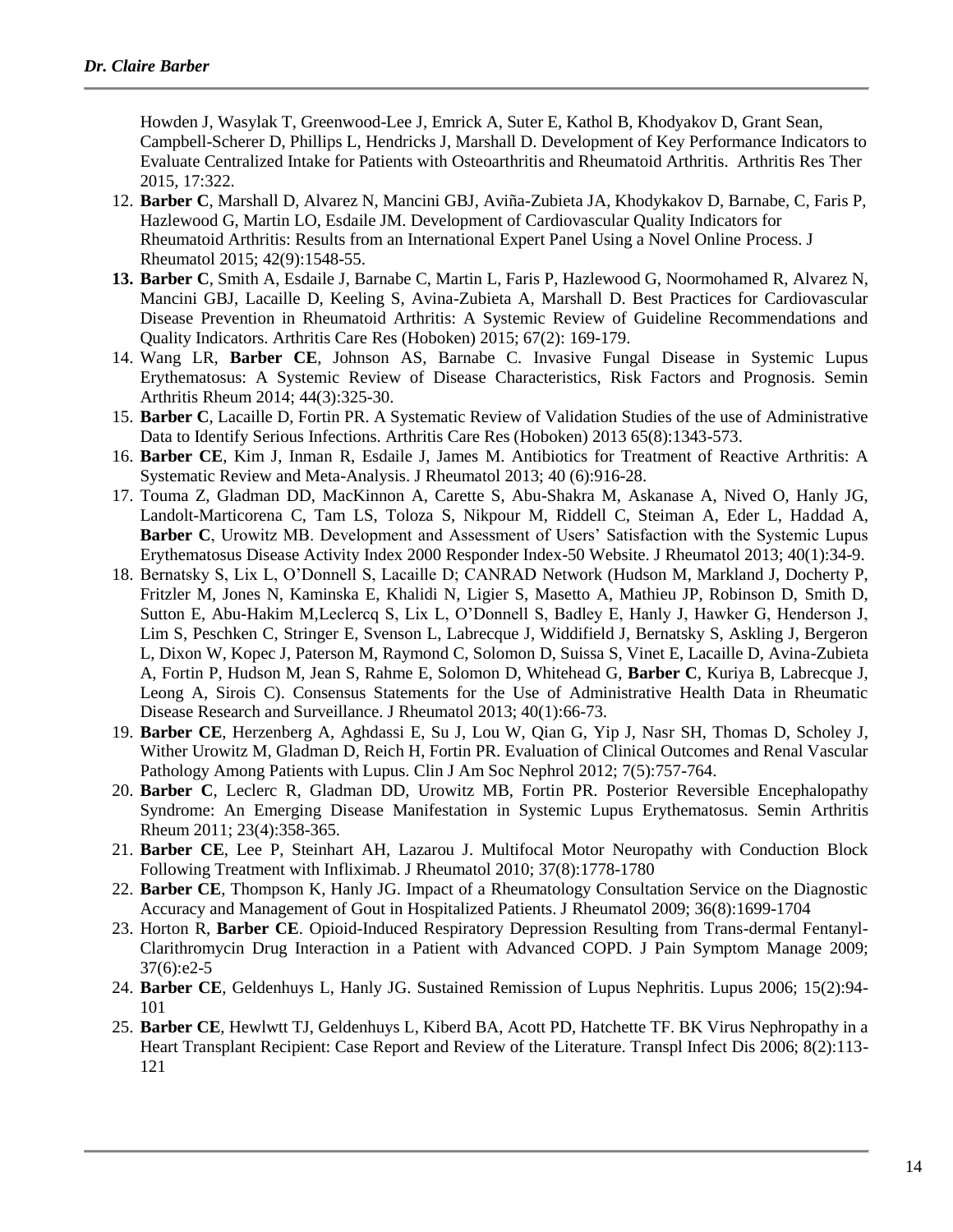Howden J, Wasylak T, Greenwood-Lee J, Emrick A, Suter E, Kathol B, Khodyakov D, Grant Sean, Campbell-Scherer D, Phillips L, Hendricks J, Marshall D. Development of Key Performance Indicators to Evaluate Centralized Intake for Patients with Osteoarthritis and Rheumatoid Arthritis. Arthritis Res Ther 2015, 17:322.

12. **Barber C**, Marshall D, Alvarez N, Mancini GBJ, Aviña-Zubieta JA, Khodykakov D, Barnabe, C, Faris P, Hazlewood G, Martin LO, Esdaile JM. Development of Cardiovascular Quality Indicators for Rheumatoid Arthritis: Results from an International Expert Panel Using a Novel Online Process. J Rheumatol 2015; 42(9):1548-55.
13. **Barber C**, Smith A, Esdaile J, Barnabe C, Martin L, Faris P, Hazlewood G, Noormohamed R, Alvarez N, Mancini GBJ, Lacaille D, Keeling S, Avina-Zubieta A, Marshall D. Best Practices for Cardiovascular Disease Prevention in Rheumatoid Arthritis: A Systemic Review of Guideline Recommendations and Quality Indicators. Arthritis Care Res (Hoboken) 2015; 67(2): 169-179.
14. Wang LR, **Barber CE**, Johnson AS, Barnabe C. Invasive Fungal Disease in Systemic Lupus Erythematosus: A Systemic Review of Disease Characteristics, Risk Factors and Prognosis. Semin Arthritis Rheum 2014; 44(3):325-30.
15. **Barber C**, Lacaille D, Fortin PR. A Systematic Review of Validation Studies of the use of Administrative Data to Identify Serious Infections. Arthritis Care Res (Hoboken) 2013 65(8):1343-573.
16. **Barber CE**, Kim J, Inman R, Esdaile J, James M. Antibiotics for Treatment of Reactive Arthritis: A Systematic Review and Meta-Analysis. J Rheumatol 2013; 40 (6):916-28.
17. Touma Z, Gladman DD, MacKinnon A, Carette S, Abu-Shakra M, Askanase A, Nived O, Hanly JG, Landolt-Marticorena C, Tam LS, Toloza S, Nikpour M, Riddell C, Steiman A, Eder L, Haddad A, **Barber C**, Urowitz MB. Development and Assessment of Users' Satisfaction with the Systemic Lupus Erythematosus Disease Activity Index 2000 Responder Index-50 Website. J Rheumatol 2013; 40(1):34-9.
18. Bernatsky S, Lix L, O'Donnell S, Lacaille D; CANRAD Network (Hudson M, Markland J, Docherty P, Fritzler M, Jones N, Kaminska E, Khalidi N, Ligier S, Masetto A, Mathieu JP, Robinson D, Smith D, Sutton E, Abu-Hakim M,Leclercq S, Lix L, O'Donnell S, Badley E, Hanly J, Hawker G, Henderson J, Lim S, Peschken C, Stringer E, Svenson L, Labrecque J, Widdifield J, Bernatsky S, Askling J, Bergeron L, Dixon W, Kopec J, Paterson M, Raymond C, Solomon D, Suissa S, Vinet E, Lacaille D, Avina-Zubieta A, Fortin P, Hudson M, Jean S, Rahme E, Solomon D, Whitehead G, **Barber C**, Kuriya B, Labrecque J, Leong A, Sirois C). Consensus Statements for the Use of Administrative Health Data in Rheumatic Disease Research and Surveillance. J Rheumatol 2013; 40(1):66-73.
19. **Barber CE**, Herzenberg A, Aghdassi E, Su J, Lou W, Qian G, Yip J, Nasr SH, Thomas D, Scholey J, Wither Urowitz M, Gladman D, Reich H, Fortin PR. Evaluation of Clinical Outcomes and Renal Vascular Pathology Among Patients with Lupus. Clin J Am Soc Nephrol 2012; 7(5):757-764.
20. **Barber C**, Leclerc R, Gladman DD, Urowitz MB, Fortin PR. Posterior Reversible Encephalopathy Syndrome: An Emerging Disease Manifestation in Systemic Lupus Erythematosus. Semin Arthritis Rheum 2011; 23(4):358-365.
21. **Barber CE**, Lee P, Steinhart AH, Lazarou J. Multifocal Motor Neuropathy with Conduction Block Following Treatment with Infliximab. J Rheumatol 2010; 37(8):1778-1780
22. **Barber CE**, Thompson K, Hanly JG. Impact of a Rheumatology Consultation Service on the Diagnostic Accuracy and Management of Gout in Hospitalized Patients. J Rheumatol 2009; 36(8):1699-1704
23. Horton R, **Barber CE**. Opioid-Induced Respiratory Depression Resulting from Trans-dermal Fentanyl-Clarithromycin Drug Interaction in a Patient with Advanced COPD. J Pain Symptom Manage 2009; 37(6):e2-5
24. **Barber CE**, Geldenhuys L, Hanly JG. Sustained Remission of Lupus Nephritis. Lupus 2006; 15(2):94-101
25. **Barber CE**, Hewlwtt TJ, Geldenhuys L, Kiberd BA, Acott PD, Hatchette TF. BK Virus Nephropathy in a Heart Transplant Recipient: Case Report and Review of the Literature. Transpl Infect Dis 2006; 8(2):113-121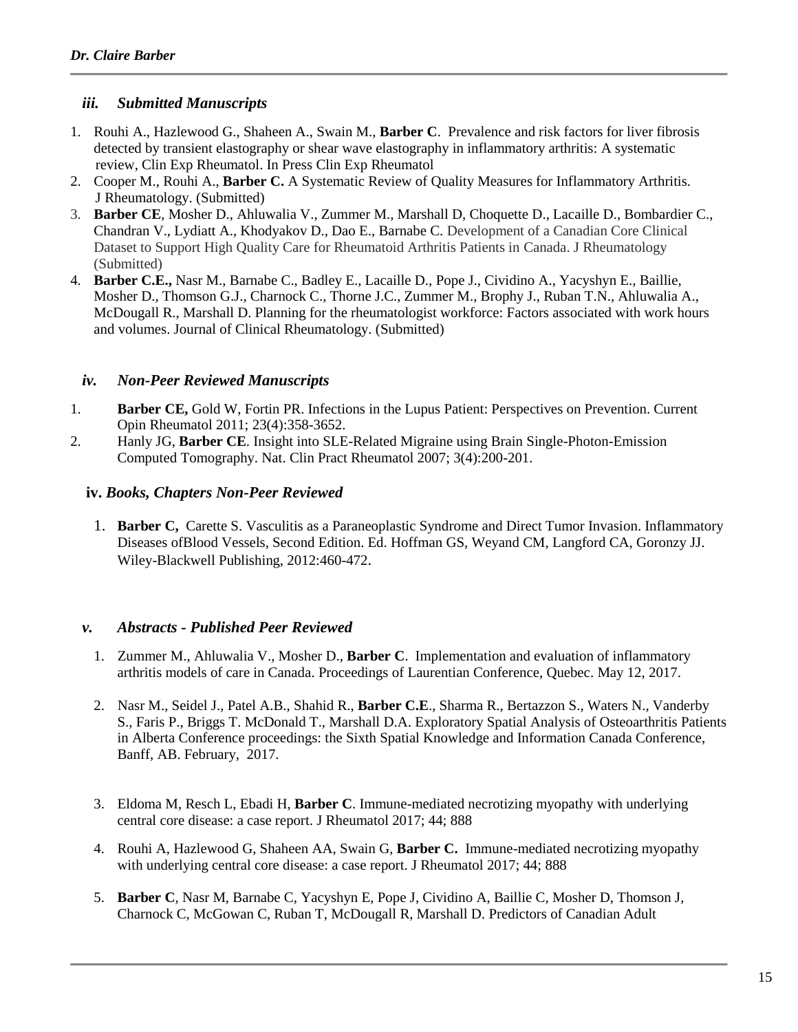### *iii. Submitted Manuscripts*

1. Rouhi A., Hazlewood G., Shaheen A., Swain M., **Barber C**. Prevalence and risk factors for liver fibrosis detected by transient elastography or shear wave elastography in inflammatory arthritis: A systematic review, Clin Exp Rheumatol. In Press Clin Exp Rheumatol
2. Cooper M., Rouhi A., **Barber C.** A Systematic Review of Quality Measures for Inflammatory Arthritis. J Rheumatology. (Submitted)
3. **Barber CE**, Mosher D., Ahluwalia V., Zummer M., Marshall D, Choquette D., Lacaille D., Bombardier C., Chandran V., Lydiatt A., Khodyakov D., Dao E., Barnabe C. Development of a Canadian Core Clinical Dataset to Support High Quality Care for Rheumatoid Arthritis Patients in Canada. J Rheumatology (Submitted)
4. **Barber C.E.,** Nasr M., Barnabe C., Badley E., Lacaille D., Pope J., Cividino A., Yacyshyn E., Baillie, Mosher D., Thomson G.J., Charnock C., Thorne J.C., Zummer M., Brophy J., Ruban T.N., Ahluwalia A., McDougall R., Marshall D. Planning for the rheumatologist workforce: Factors associated with work hours and volumes. Journal of Clinical Rheumatology. (Submitted)

### *iv. Non-Peer Reviewed Manuscripts*

1. **Barber CE,** Gold W, Fortin PR. Infections in the Lupus Patient: Perspectives on Prevention. Current Opin Rheumatol 2011; 23(4):358-3652.
2. Hanly JG, **Barber CE**. Insight into SLE-Related Migraine using Brain Single-Photon-Emission Computed Tomography. Nat. Clin Pract Rheumatol 2007; 3(4):200-201.

### **iv.** *Books, Chapters Non-Peer Reviewed*

1. **Barber C,** Carette S. Vasculitis as a Paraneoplastic Syndrome and Direct Tumor Invasion. Inflammatory Diseases ofBlood Vessels, Second Edition. Ed. Hoffman GS, Weyand CM, Langford CA, Goronzy JJ. Wiley-Blackwell Publishing, 2012:460-472.

### *v. Abstracts - Published Peer Reviewed*

1. Zummer M., Ahluwalia V., Mosher D., **Barber C**. Implementation and evaluation of inflammatory arthritis models of care in Canada. Proceedings of Laurentian Conference, Quebec. May 12, 2017.
2. Nasr M., Seidel J., Patel A.B., Shahid R., **Barber C.E**., Sharma R., Bertazzon S., Waters N., Vanderby S., Faris P., Briggs T. McDonald T., Marshall D.A. Exploratory Spatial Analysis of Osteoarthritis Patients in Alberta Conference proceedings: the Sixth Spatial Knowledge and Information Canada Conference, Banff, AB. February, 2017.
3. Eldoma M, Resch L, Ebadi H, **Barber C**. Immune-mediated necrotizing myopathy with underlying central core disease: a case report. J Rheumatol 2017; 44; 888
4. Rouhi A, Hazlewood G, Shaheen AA, Swain G, **Barber C.** Immune-mediated necrotizing myopathy with underlying central core disease: a case report. J Rheumatol 2017; 44; 888
5. **Barber C**, Nasr M, Barnabe C, Yacyshyn E, Pope J, Cividino A, Baillie C, Mosher D, Thomson J, Charnock C, McGowan C, Ruban T, McDougall R, Marshall D. Predictors of Canadian Adult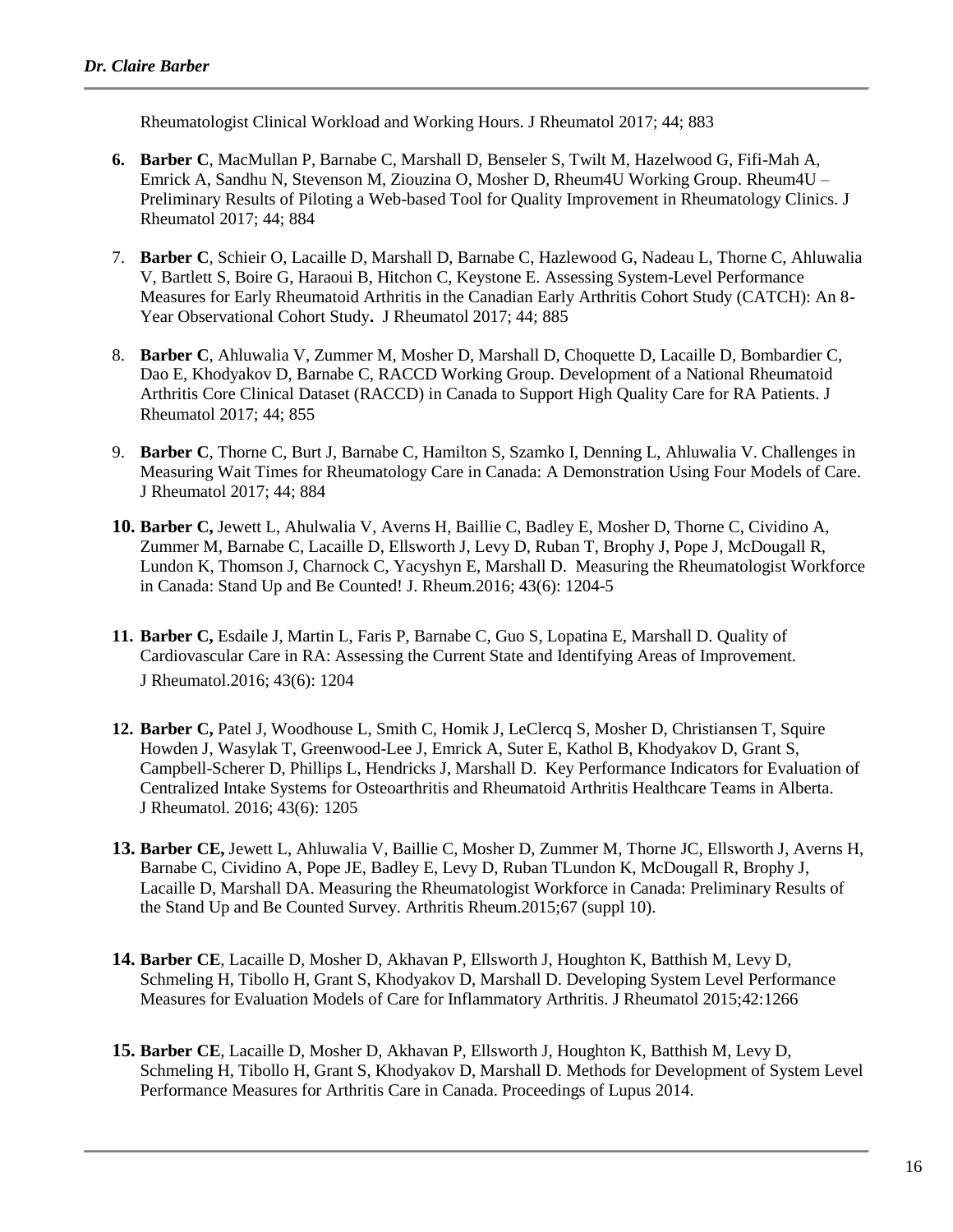Rheumatologist Clinical Workload and Working Hours. J Rheumatol 2017; 44; 883

6. **Barber C**, MacMullan P, Barnabe C, Marshall D, Benseler S, Twilt M, Hazelwood G, Fifi-Mah A, Emrick A, Sandhu N, Stevenson M, Ziouzina O, Mosher D, Rheum4U Working Group. Rheum4U – Preliminary Results of Piloting a Web-based Tool for Quality Improvement in Rheumatology Clinics. J Rheumatol 2017; 44; 884

7. **Barber C**, Schieir O, Lacaille D, Marshall D, Barnabe C, Hazlewood G, Nadeau L, Thorne C, Ahluwalia V, Bartlett S, Boire G, Haraoui B, Hitchon C, Keystone E. Assessing System-Level Performance Measures for Early Rheumatoid Arthritis in the Canadian Early Arthritis Cohort Study (CATCH): An 8-Year Observational Cohort Study**.** J Rheumatol 2017; 44; 885

8. **Barber C**, Ahluwalia V, Zummer M, Mosher D, Marshall D, Choquette D, Lacaille D, Bombardier C, Dao E, Khodyakov D, Barnabe C, RACCD Working Group. Development of a National Rheumatoid Arthritis Core Clinical Dataset (RACCD) in Canada to Support High Quality Care for RA Patients. J Rheumatol 2017; 44; 855

9. **Barber C**, Thorne C, Burt J, Barnabe C, Hamilton S, Szamko I, Denning L, Ahluwalia V. Challenges in Measuring Wait Times for Rheumatology Care in Canada: A Demonstration Using Four Models of Care. J Rheumatol 2017; 44; 884

10. **Barber C,** Jewett L, Ahulwalia V, Averns H, Baillie C, Badley E, Mosher D, Thorne C, Cividino A, Zummer M, Barnabe C, Lacaille D, Ellsworth J, Levy D, Ruban T, Brophy J, Pope J, McDougall R, Lundon K, Thomson J, Charnock C, Yacyshyn E, Marshall D. Measuring the Rheumatologist Workforce in Canada: Stand Up and Be Counted! J. Rheum.2016; 43(6): 1204-5

11. **Barber C,** Esdaile J, Martin L, Faris P, Barnabe C, Guo S, Lopatina E, Marshall D. Quality of Cardiovascular Care in RA: Assessing the Current State and Identifying Areas of Improvement. J Rheumatol.2016; 43(6): 1204

12. **Barber C,** Patel J, Woodhouse L, Smith C, Homik J, LeClercq S, Mosher D, Christiansen T, Squire Howden J, Wasylak T, Greenwood-Lee J, Emrick A, Suter E, Kathol B, Khodyakov D, Grant S, Campbell-Scherer D, Phillips L, Hendricks J, Marshall D. Key Performance Indicators for Evaluation of Centralized Intake Systems for Osteoarthritis and Rheumatoid Arthritis Healthcare Teams in Alberta. J Rheumatol. 2016; 43(6): 1205

13. **Barber CE,** Jewett L, Ahluwalia V, Baillie C, Mosher D, Zummer M, Thorne JC, Ellsworth J, Averns H, Barnabe C, Cividino A, Pope JE, Badley E, Levy D, Ruban TLundon K, McDougall R, Brophy J, Lacaille D, Marshall DA. Measuring the Rheumatologist Workforce in Canada: Preliminary Results of the Stand Up and Be Counted Survey. Arthritis Rheum.2015;67 (suppl 10).

14. **Barber CE**, Lacaille D, Mosher D, Akhavan P, Ellsworth J, Houghton K, Batthish M, Levy D, Schmeling H, Tibollo H, Grant S, Khodyakov D, Marshall D. Developing System Level Performance Measures for Evaluation Models of Care for Inflammatory Arthritis. J Rheumatol 2015;42:1266

15. **Barber CE**, Lacaille D, Mosher D, Akhavan P, Ellsworth J, Houghton K, Batthish M, Levy D, Schmeling H, Tibollo H, Grant S, Khodyakov D, Marshall D. Methods for Development of System Level Performance Measures for Arthritis Care in Canada. Proceedings of Lupus 2014.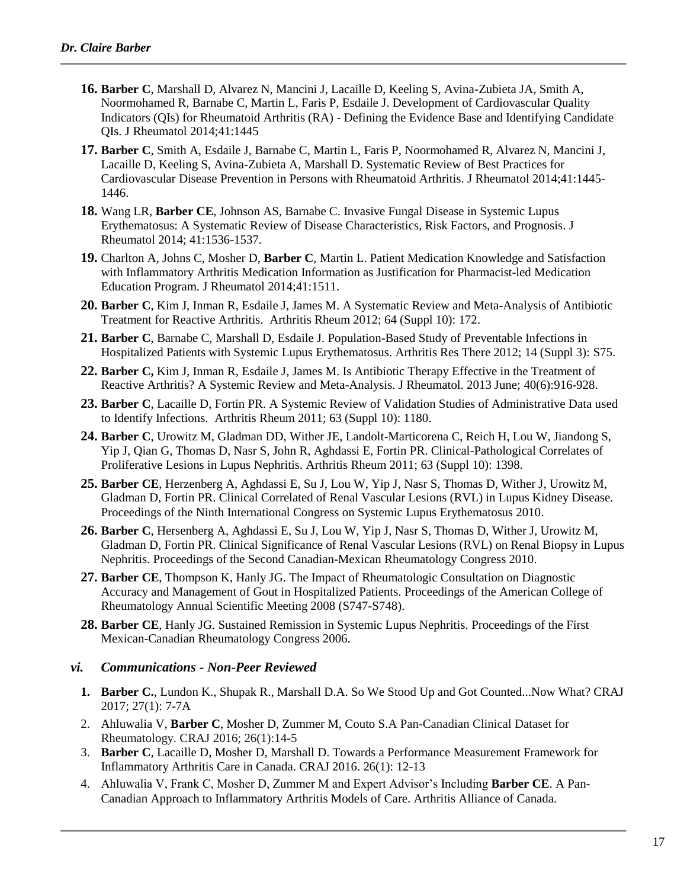16. **Barber C**, Marshall D, Alvarez N, Mancini J, Lacaille D, Keeling S, Avina-Zubieta JA, Smith A, Noormohamed R, Barnabe C, Martin L, Faris P, Esdaile J. Development of Cardiovascular Quality Indicators (QIs) for Rheumatoid Arthritis (RA) - Defining the Evidence Base and Identifying Candidate QIs. J Rheumatol 2014;41:1445
17. **Barber C**, Smith A, Esdaile J, Barnabe C, Martin L, Faris P, Noormohamed R, Alvarez N, Mancini J, Lacaille D, Keeling S, Avina-Zubieta A, Marshall D. Systematic Review of Best Practices for Cardiovascular Disease Prevention in Persons with Rheumatoid Arthritis. J Rheumatol 2014;41:1445-1446.
18. Wang LR, **Barber CE**, Johnson AS, Barnabe C. Invasive Fungal Disease in Systemic Lupus Erythematosus: A Systematic Review of Disease Characteristics, Risk Factors, and Prognosis. J Rheumatol 2014; 41:1536-1537.
19. Charlton A, Johns C, Mosher D, **Barber C**, Martin L. Patient Medication Knowledge and Satisfaction with Inflammatory Arthritis Medication Information as Justification for Pharmacist-led Medication Education Program. J Rheumatol 2014;41:1511.
20. **Barber C**, Kim J, Inman R, Esdaile J, James M. A Systematic Review and Meta-Analysis of Antibiotic Treatment for Reactive Arthritis. Arthritis Rheum 2012; 64 (Suppl 10): 172.
21. **Barber C**, Barnabe C, Marshall D, Esdaile J. Population-Based Study of Preventable Infections in Hospitalized Patients with Systemic Lupus Erythematosus. Arthritis Res There 2012; 14 (Suppl 3): S75.
22. **Barber C,** Kim J, Inman R, Esdaile J, James M. Is Antibiotic Therapy Effective in the Treatment of Reactive Arthritis? A Systemic Review and Meta-Analysis. J Rheumatol. 2013 June; 40(6):916-928.
23. **Barber C**, Lacaille D, Fortin PR. A Systemic Review of Validation Studies of Administrative Data used to Identify Infections. Arthritis Rheum 2011; 63 (Suppl 10): 1180.
24. **Barber C**, Urowitz M, Gladman DD, Wither JE, Landolt-Marticorena C, Reich H, Lou W, Jiandong S, Yip J, Qian G, Thomas D, Nasr S, John R, Aghdassi E, Fortin PR. Clinical-Pathological Correlates of Proliferative Lesions in Lupus Nephritis. Arthritis Rheum 2011; 63 (Suppl 10): 1398.
25. **Barber CE**, Herzenberg A, Aghdassi E, Su J, Lou W, Yip J, Nasr S, Thomas D, Wither J, Urowitz M, Gladman D, Fortin PR. Clinical Correlated of Renal Vascular Lesions (RVL) in Lupus Kidney Disease. Proceedings of the Ninth International Congress on Systemic Lupus Erythematosus 2010.
26. **Barber C**, Hersenberg A, Aghdassi E, Su J, Lou W, Yip J, Nasr S, Thomas D, Wither J, Urowitz M, Gladman D, Fortin PR. Clinical Significance of Renal Vascular Lesions (RVL) on Renal Biopsy in Lupus Nephritis. Proceedings of the Second Canadian-Mexican Rheumatology Congress 2010.
27. **Barber CE**, Thompson K, Hanly JG. The Impact of Rheumatologic Consultation on Diagnostic Accuracy and Management of Gout in Hospitalized Patients. Proceedings of the American College of Rheumatology Annual Scientific Meeting 2008 (S747-S748).
28. **Barber CE**, Hanly JG. Sustained Remission in Systemic Lupus Nephritis. Proceedings of the First Mexican-Canadian Rheumatology Congress 2006.

### *vi. Communications - Non-Peer Reviewed*

1. **Barber C.**, Lundon K., Shupak R., Marshall D.A. So We Stood Up and Got Counted...Now What? CRAJ 2017; 27(1): 7-7A
2. Ahluwalia V, **Barber C**, Mosher D, Zummer M, Couto S.A Pan-Canadian Clinical Dataset for Rheumatology. CRAJ 2016; 26(1):14-5
3. **Barber C**, Lacaille D, Mosher D, Marshall D. Towards a Performance Measurement Framework for Inflammatory Arthritis Care in Canada. CRAJ 2016. 26(1): 12-13
4. Ahluwalia V, Frank C, Mosher D, Zummer M and Expert Advisor's Including **Barber CE**. A Pan-Canadian Approach to Inflammatory Arthritis Models of Care. Arthritis Alliance of Canada.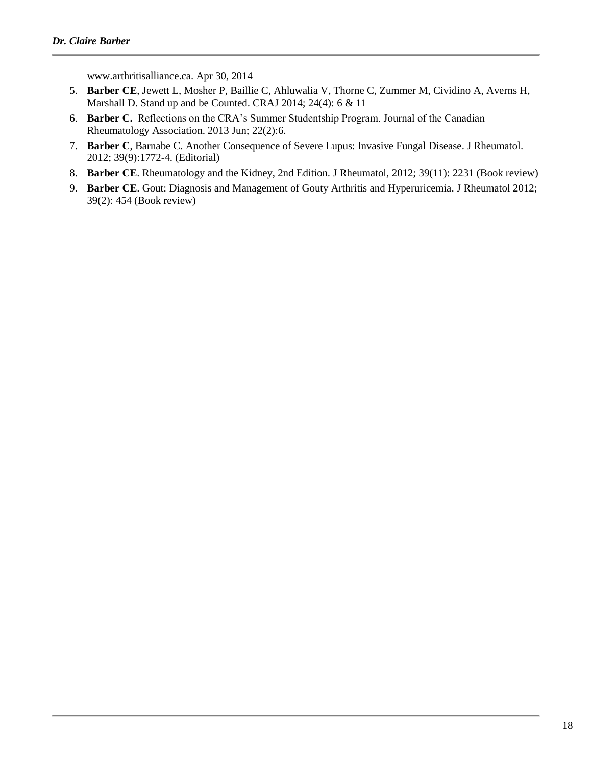www.arthritisalliance.ca. Apr 30, 2014

5. **Barber CE**, Jewett L, Mosher P, Baillie C, Ahluwalia V, Thorne C, Zummer M, Cividino A, Averns H, Marshall D. Stand up and be Counted. CRAJ 2014; 24(4): 6 & 11
6. **Barber C.** Reflections on the CRA's Summer Studentship Program. Journal of the Canadian Rheumatology Association. 2013 Jun; 22(2):6.
7. **Barber C**, Barnabe C. Another Consequence of Severe Lupus: Invasive Fungal Disease. J Rheumatol. 2012; 39(9):1772-4. (Editorial)
8. **Barber CE**. Rheumatology and the Kidney, 2nd Edition. J Rheumatol, 2012; 39(11): 2231 (Book review)
9. **Barber CE**. Gout: Diagnosis and Management of Gouty Arthritis and Hyperuricemia. J Rheumatol 2012; 39(2): 454 (Book review)